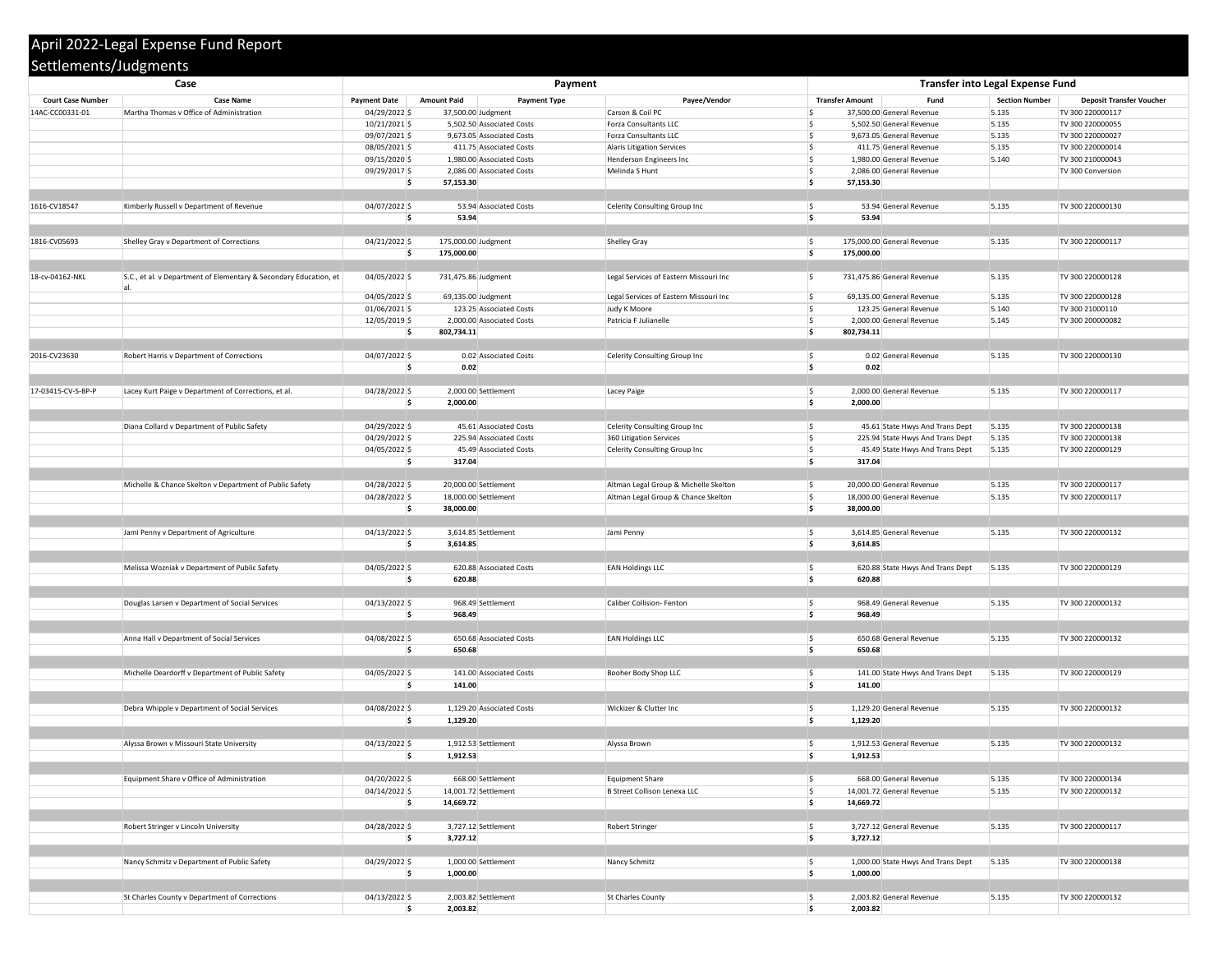# April 2022-Legal Expense Fund Report

## Settlements/Judgments

| Case | | Payment | | | | Transfer into Legal Expense Fund | | | |
|---|---|---|---|---|---|---|---|---|---|
| Court Case Number | Case Name | Payment Date | Amount Paid | Payment Type | Payee/Vendor | Transfer Amount | Fund | Section Number | Deposit Transfer Voucher |
| 14AC-CC00331-01 | Martha Thomas v Office of Administration | 04/29/2022 | $ 37,500.00 | Judgment | Carson & Coil PC | $ 37,500.00 | General Revenue | 5.135 | TV 300 220000117 |
| | | 10/21/2021 | $ 5,502.50 | Associated Costs | Forza Consultants LLC | $ 5,502.50 | General Revenue | 5.135 | TV 300 220000055 |
| | | 09/07/2021 | $ 9,673.05 | Associated Costs | Forza Consultants LLC | $ 9,673.05 | General Revenue | 5.135 | TV 300 220000027 |
| | | 08/05/2021 | $ 411.75 | Associated Costs | Alaris Litigation Services | $ 411.75 | General Revenue | 5.135 | TV 300 220000014 |
| | | 09/15/2020 | $ 1,980.00 | Associated Costs | Henderson Engineers Inc | $ 1,980.00 | General Revenue | 5.140 | TV 300 210000043 |
| | | 09/29/2017 | $ 2,086.00 | Associated Costs | Melinda S Hunt | $ 2,086.00 | General Revenue | | TV 300 Conversion |
| | | | **$ 57,153.30** | | | **$ 57,153.30** | | | |
| 1616-CV18547 | Kimberly Russell v Department of Revenue | 04/07/2022 | $ 53.94 | Associated Costs | Celerity Consulting Group Inc | $ 53.94 | General Revenue | 5.135 | TV 300 220000130 |
| | | | **$ 53.94** | | | **$ 53.94** | | | |
| 1816-CV05693 | Shelley Gray v Department of Corrections | 04/21/2022 | $ 175,000.00 | Judgment | Shelley Gray | $ 175,000.00 | General Revenue | 5.135 | TV 300 220000117 |
| | | | **$ 175,000.00** | | | **$ 175,000.00** | | | |
| 18-cv-04162-NKL | S.C., et al. v Department of Elementary & Secondary Education, et al. | 04/05/2022 | $ 731,475.86 | Judgment | Legal Services of Eastern Missouri Inc | $ 731,475.86 | General Revenue | 5.135 | TV 300 220000128 |
| | | 04/05/2022 | $ 69,135.00 | Judgment | Legal Services of Eastern Missouri Inc | $ 69,135.00 | General Revenue | 5.135 | TV 300 220000128 |
| | | 01/06/2021 | $ 123.25 | Associated Costs | Judy K Moore | $ 123.25 | General Revenue | 5.140 | TV 300 21000110 |
| | | 12/05/2019 | $ 2,000.00 | Associated Costs | Patricia F Julianelle | $ 2,000.00 | General Revenue | 5.145 | TV 300 200000082 |
| | | | **$ 802,734.11** | | | **$ 802,734.11** | | | |
| 2016-CV23630 | Robert Harris v Department of Corrections | 04/07/2022 | $ 0.02 | Associated Costs | Celerity Consulting Group Inc | $ 0.02 | General Revenue | 5.135 | TV 300 220000130 |
| | | | **$ 0.02** | | | **$ 0.02** | | | |
| 17-03415-CV-S-BP-P | Lacey Kurt Paige v Department of Corrections, et al. | 04/28/2022 | $ 2,000.00 | Settlement | Lacey Paige | $ 2,000.00 | General Revenue | 5.135 | TV 300 220000117 |
| | | | **$ 2,000.00** | | | **$ 2,000.00** | | | |
| | Diana Collard v Department of Public Safety | 04/29/2022 | $ 45.61 | Associated Costs | Celerity Consulting Group Inc | $ 45.61 | State Hwys And Trans Dept | 5.135 | TV 300 220000138 |
| | | 04/29/2022 | $ 225.94 | Associated Costs | 360 Litigation Services | $ 225.94 | State Hwys And Trans Dept | 5.135 | TV 300 220000138 |
| | | 04/05/2022 | $ 45.49 | Associated Costs | Celerity Consulting Group Inc | $ 45.49 | State Hwys And Trans Dept | 5.135 | TV 300 220000129 |
| | | | **$ 317.04** | | | **$ 317.04** | | | |
| | Michelle & Chance Skelton v Department of Public Safety | 04/28/2022 | $ 20,000.00 | Settlement | Altman Legal Group & Michelle Skelton | $ 20,000.00 | General Revenue | 5.135 | TV 300 220000117 |
| | | 04/28/2022 | $ 18,000.00 | Settlement | Altman Legal Group & Chance Skelton | $ 18,000.00 | General Revenue | 5.135 | TV 300 220000117 |
| | | | **$ 38,000.00** | | | **$ 38,000.00** | | | |
| | Jami Penny v Department of Agriculture | 04/13/2022 | $ 3,614.85 | Settlement | Jami Penny | $ 3,614.85 | General Revenue | 5.135 | TV 300 220000132 |
| | | | **$ 3,614.85** | | | **$ 3,614.85** | | | |
| | Melissa Wozniak v Department of Public Safety | 04/05/2022 | $ 620.88 | Associated Costs | EAN Holdings LLC | $ 620.88 | State Hwys And Trans Dept | 5.135 | TV 300 220000129 |
| | | | **$ 620.88** | | | **$ 620.88** | | | |
| | Douglas Larsen v Department of Social Services | 04/13/2022 | $ 968.49 | Settlement | Caliber Collision- Fenton | $ 968.49 | General Revenue | 5.135 | TV 300 220000132 |
| | | | **$ 968.49** | | | **$ 968.49** | | | |
| | Anna Hall v Department of Social Services | 04/08/2022 | $ 650.68 | Associated Costs | EAN Holdings LLC | $ 650.68 | General Revenue | 5.135 | TV 300 220000132 |
| | | | **$ 650.68** | | | **$ 650.68** | | | |
| | Michelle Deardorff v Department of Public Safety | 04/05/2022 | $ 141.00 | Associated Costs | Booher Body Shop LLC | $ 141.00 | State Hwys And Trans Dept | 5.135 | TV 300 220000129 |
| | | | **$ 141.00** | | | **$ 141.00** | | | |
| | Debra Whipple v Department of Social Services | 04/08/2022 | $ 1,129.20 | Associated Costs | Wickizer & Clutter Inc | $ 1,129.20 | General Revenue | 5.135 | TV 300 220000132 |
| | | | **$ 1,129.20** | | | **$ 1,129.20** | | | |
| | Alyssa Brown v Missouri State University | 04/13/2022 | $ 1,912.53 | Settlement | Alyssa Brown | $ 1,912.53 | General Revenue | 5.135 | TV 300 220000132 |
| | | | **$ 1,912.53** | | | **$ 1,912.53** | | | |
| | Equipment Share v Office of Administration | 04/20/2022 | $ 668.00 | Settlement | Equipment Share | $ 668.00 | General Revenue | 5.135 | TV 300 220000134 |
| | | 04/14/2022 | $ 14,001.72 | Settlement | B Street Collison Lenexa LLC | $ 14,001.72 | General Revenue | 5.135 | TV 300 220000132 |
| | | | **$ 14,669.72** | | | **$ 14,669.72** | | | |
| | Robert Stringer v Lincoln University | 04/28/2022 | $ 3,727.12 | Settlement | Robert Stringer | $ 3,727.12 | General Revenue | 5.135 | TV 300 220000117 |
| | | | **$ 3,727.12** | | | **$ 3,727.12** | | | |
| | Nancy Schmitz v Department of Public Safety | 04/29/2022 | $ 1,000.00 | Settlement | Nancy Schmitz | $ 1,000.00 | State Hwys And Trans Dept | 5.135 | TV 300 220000138 |
| | | | **$ 1,000.00** | | | **$ 1,000.00** | | | |
| | St Charles County v Department of Corrections | 04/13/2022 | $ 2,003.82 | Settlement | St Charles County | $ 2,003.82 | General Revenue | 5.135 | TV 300 220000132 |
| | | | **$ 2,003.82** | | | **$ 2,003.82** | | | |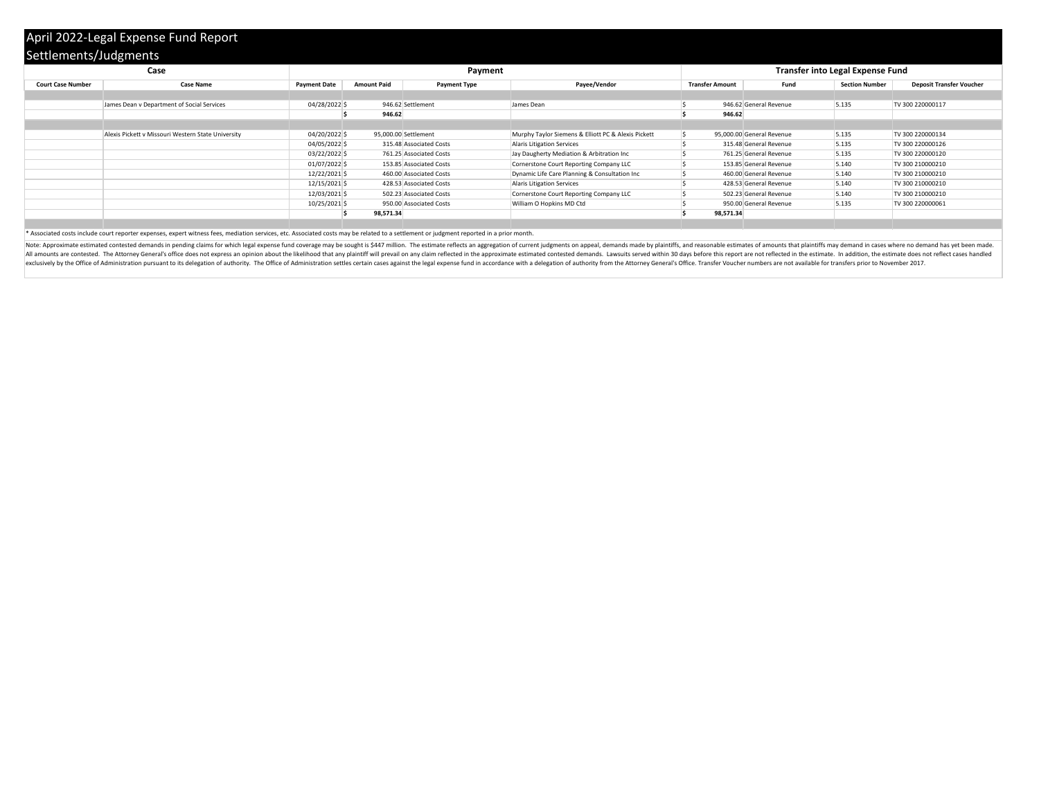# April 2022-Legal Expense Fund Report

## Settlements/Judgments

| Case | | Payment | | | | Transfer into Legal Expense Fund | | | |
|---|---|---|---|---|---|---|---|---|---|
| Court Case Number | Case Name | Payment Date | Amount Paid | Payment Type | Payee/Vendor | Transfer Amount | Fund | Section Number | Deposit Transfer Voucher |
| | | | | | | | | | |
| | James Dean v Department of Social Services | 04/28/2022 | $ 946.62 | Settlement | James Dean | $ 946.62 | General Revenue | 5.135 | TV 300 220000117 |
| | | | **$ 946.62** | | | **$ 946.62** | | | |
| | | | | | | | | | |
| | Alexis Pickett v Missouri Western State University | 04/20/2022 | $ 95,000.00 | Settlement | Murphy Taylor Siemens & Elliott PC & Alexis Pickett | $ 95,000.00 | General Revenue | 5.135 | TV 300 220000134 |
| | | 04/05/2022 | $ 315.48 | Associated Costs | Alaris Litigation Services | $ 315.48 | General Revenue | 5.135 | TV 300 220000126 |
| | | 03/22/2022 | $ 761.25 | Associated Costs | Jay Daugherty Mediation & Arbitration Inc | $ 761.25 | General Revenue | 5.135 | TV 300 220000120 |
| | | 01/07/2022 | $ 153.85 | Associated Costs | Cornerstone Court Reporting Company LLC | $ 153.85 | General Revenue | 5.140 | TV 300 210000210 |
| | | 12/22/2021 | $ 460.00 | Associated Costs | Dynamic Life Care Planning & Consultation Inc | $ 460.00 | General Revenue | 5.140 | TV 300 210000210 |
| | | 12/15/2021 | $ 428.53 | Associated Costs | Alaris Litigation Services | $ 428.53 | General Revenue | 5.140 | TV 300 210000210 |
| | | 12/03/2021 | $ 502.23 | Associated Costs | Cornerstone Court Reporting Company LLC | $ 502.23 | General Revenue | 5.140 | TV 300 210000210 |
| | | 10/25/2021 | $ 950.00 | Associated Costs | William O Hopkins MD Ctd | $ 950.00 | General Revenue | 5.135 | TV 300 220000061 |
| | | | **$ 98,571.34** | | | **$ 98,571.34** | | | |
| | | | | | | | | | |

* Associated costs include court reporter expenses, expert witness fees, mediation services, etc. Associated costs may be related to a settlement or judgment reported in a prior month.

Note: Approximate estimated contested demands in pending claims for which legal expense fund coverage may be sought is $447 million. The estimate reflects an aggregation of current judgments on appeal, demands made by plaintiffs, and reasonable estimates of amounts that plaintiffs may demand in cases where no demand has yet been made. All amounts are contested. The Attorney General's office does not express an opinion about the likelihood that any plaintiff will prevail on any claim reflected in the approximate estimated contested demands. Lawsuits served within 30 days before this report are not reflected in the estimate. In addition, the estimate does not reflect cases handled exclusively by the Office of Administration pursuant to its delegation of authority. The Office of Administration settles certain cases against the legal expense fund in accordance with a delegation of authority from the Attorney General's Office. Transfer Voucher numbers are not available for transfers prior to November 2017.